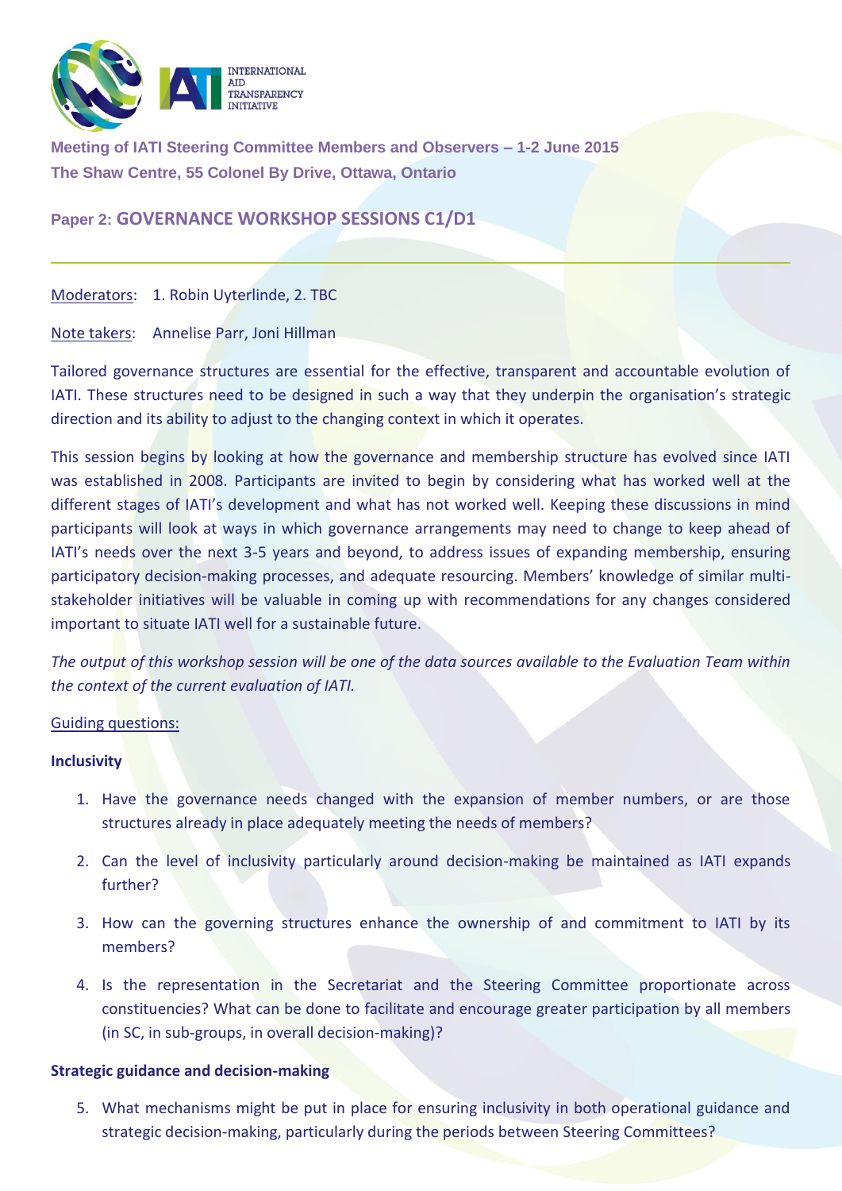Meeting of IATI Steering Committee Members and Observers – 1-2 June 2015
The Shaw Centre, 55 Colonel By Drive, Ottawa, Ontario

## Paper 2: GOVERNANCE WORKSHOP SESSIONS C1/D1

Moderators: 1. Robin Uyterlinde, 2. TBC

Note takers: Annelise Parr, Joni Hillman

Tailored governance structures are essential for the effective, transparent and accountable evolution of IATI. These structures need to be designed in such a way that they underpin the organisation's strategic direction and its ability to adjust to the changing context in which it operates.

This session begins by looking at how the governance and membership structure has evolved since IATI was established in 2008. Participants are invited to begin by considering what has worked well at the different stages of IATI's development and what has not worked well. Keeping these discussions in mind participants will look at ways in which governance arrangements may need to change to keep ahead of IATI's needs over the next 3-5 years and beyond, to address issues of expanding membership, ensuring participatory decision-making processes, and adequate resourcing. Members' knowledge of similar multi-stakeholder initiatives will be valuable in coming up with recommendations for any changes considered important to situate IATI well for a sustainable future.

*The output of this workshop session will be one of the data sources available to the Evaluation Team within the context of the current evaluation of IATI.*

Guiding questions:

**Inclusivity**

1. Have the governance needs changed with the expansion of member numbers, or are those structures already in place adequately meeting the needs of members?
2. Can the level of inclusivity particularly around decision-making be maintained as IATI expands further?
3. How can the governing structures enhance the ownership of and commitment to IATI by its members?
4. Is the representation in the Secretariat and the Steering Committee proportionate across constituencies? What can be done to facilitate and encourage greater participation by all members (in SC, in sub-groups, in overall decision-making)?

**Strategic guidance and decision-making**

5. What mechanisms might be put in place for ensuring inclusivity in both operational guidance and strategic decision-making, particularly during the periods between Steering Committees?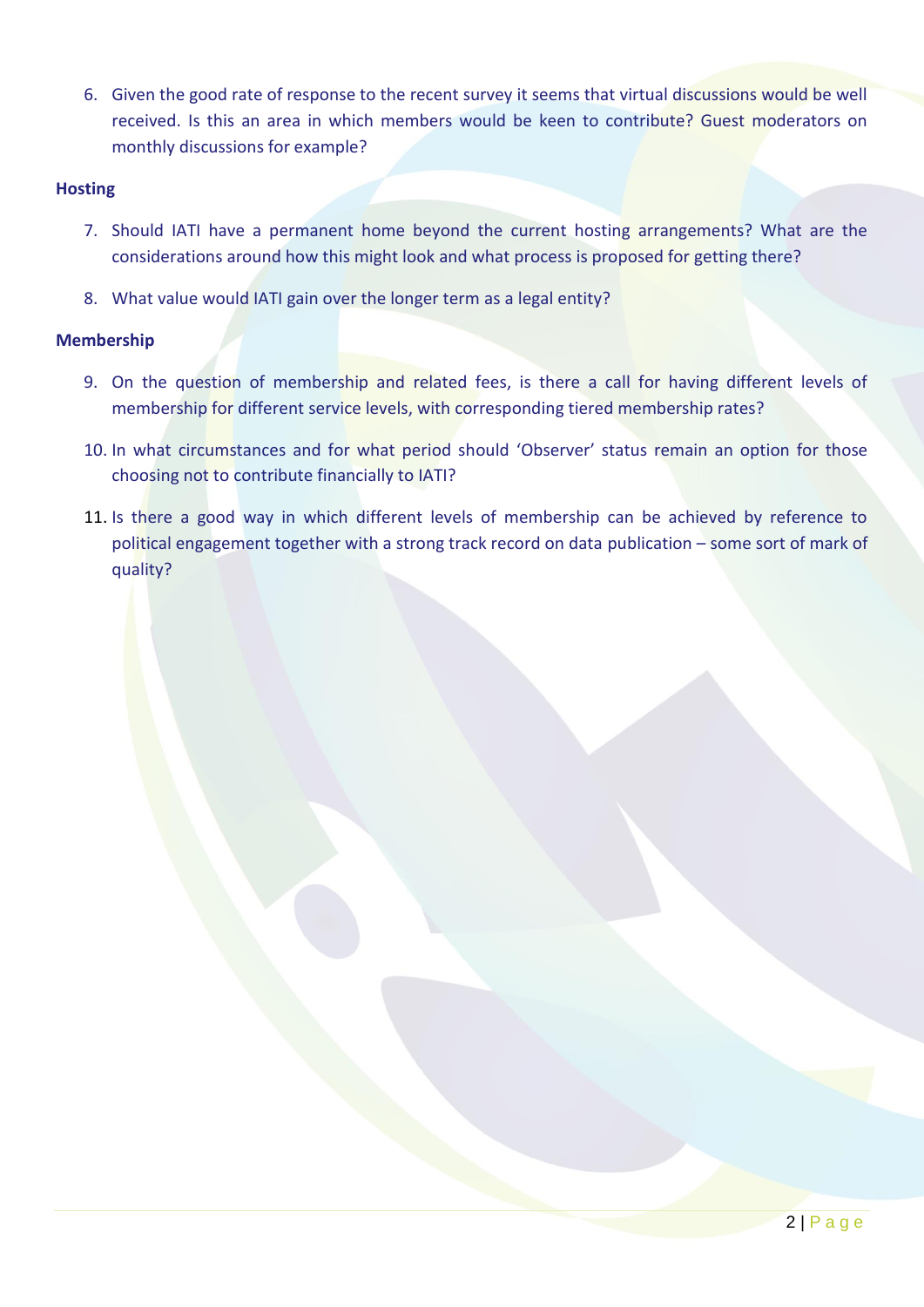6. Given the good rate of response to the recent survey it seems that virtual discussions would be well received. Is this an area in which members would be keen to contribute? Guest moderators on monthly discussions for example?

**Hosting**

7. Should IATI have a permanent home beyond the current hosting arrangements? What are the considerations around how this might look and what process is proposed for getting there?

8. What value would IATI gain over the longer term as a legal entity?

**Membership**

9. On the question of membership and related fees, is there a call for having different levels of membership for different service levels, with corresponding tiered membership rates?

10. In what circumstances and for what period should 'Observer' status remain an option for those choosing not to contribute financially to IATI?

11. Is there a good way in which different levels of membership can be achieved by reference to political engagement together with a strong track record on data publication – some sort of mark of quality?